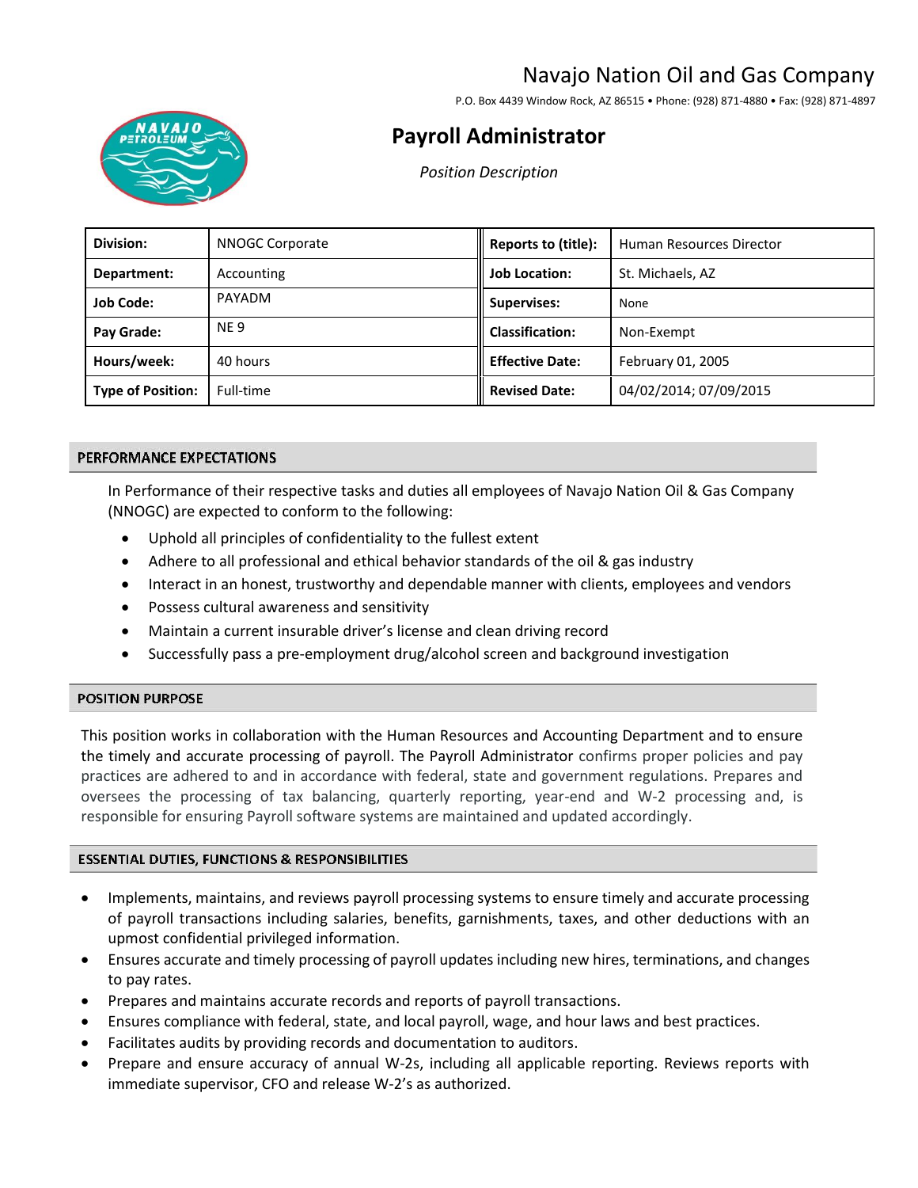# Navajo Nation Oil and Gas Company

P.O. Box 4439 Window Rock, AZ 86515 • Phone: (928) 871-4880 • Fax: (928) 871-4897

## Payroll Administrator

*Position Description*

| **Division:** | NNOGC Corporate | **Reports to (title):** | Human Resources Director |
|---|---|---|---|
| **Department:** | Accounting | **Job Location:** | St. Michaels, AZ |
| **Job Code:** | PAYADM | **Supervises:** | None |
| **Pay Grade:** | NE 9 | **Classification:** | Non-Exempt |
| **Hours/week:** | 40 hours | **Effective Date:** | February 01, 2005 |
| **Type of Position:** | Full-time | **Revised Date:** | 04/02/2014; 07/09/2015 |

### PERFORMANCE EXPECTATIONS

In Performance of their respective tasks and duties all employees of Navajo Nation Oil & Gas Company (NNOGC) are expected to conform to the following:

- Uphold all principles of confidentiality to the fullest extent
- Adhere to all professional and ethical behavior standards of the oil & gas industry
- Interact in an honest, trustworthy and dependable manner with clients, employees and vendors
- Possess cultural awareness and sensitivity
- Maintain a current insurable driver's license and clean driving record
- Successfully pass a pre-employment drug/alcohol screen and background investigation

### POSITION PURPOSE

This position works in collaboration with the Human Resources and Accounting Department and to ensure the timely and accurate processing of payroll. The Payroll Administrator confirms proper policies and pay practices are adhered to and in accordance with federal, state and government regulations. Prepares and oversees the processing of tax balancing, quarterly reporting, year-end and W-2 processing and, is responsible for ensuring Payroll software systems are maintained and updated accordingly.

### ESSENTIAL DUTIES, FUNCTIONS & RESPONSIBILITIES

- Implements, maintains, and reviews payroll processing systems to ensure timely and accurate processing of payroll transactions including salaries, benefits, garnishments, taxes, and other deductions with an upmost confidential privileged information.
- Ensures accurate and timely processing of payroll updates including new hires, terminations, and changes to pay rates.
- Prepares and maintains accurate records and reports of payroll transactions.
- Ensures compliance with federal, state, and local payroll, wage, and hour laws and best practices.
- Facilitates audits by providing records and documentation to auditors.
- Prepare and ensure accuracy of annual W-2s, including all applicable reporting. Reviews reports with immediate supervisor, CFO and release W-2's as authorized.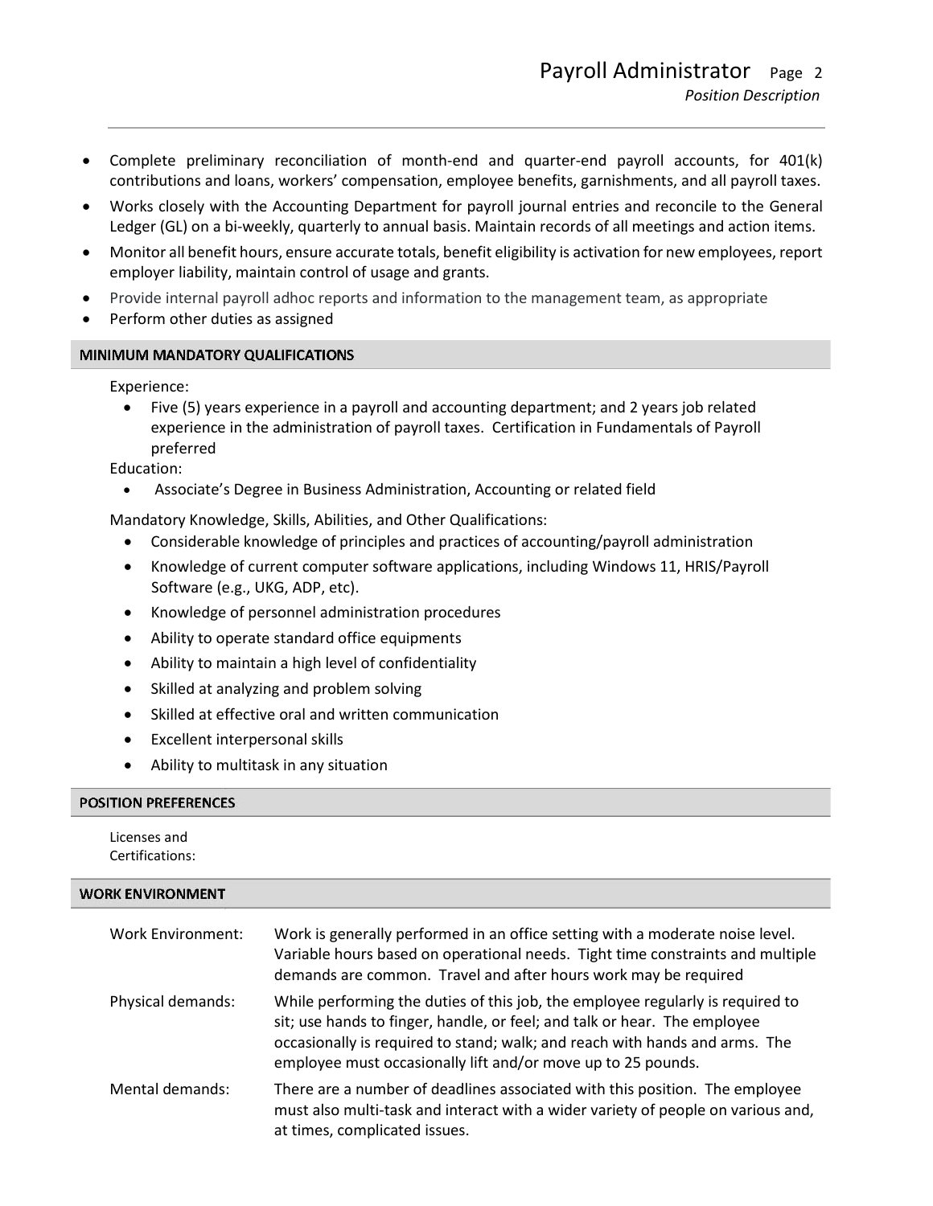- Complete preliminary reconciliation of month-end and quarter-end payroll accounts, for 401(k) contributions and loans, workers' compensation, employee benefits, garnishments, and all payroll taxes.
- Works closely with the Accounting Department for payroll journal entries and reconcile to the General Ledger (GL) on a bi-weekly, quarterly to annual basis. Maintain records of all meetings and action items.
- Monitor all benefit hours, ensure accurate totals, benefit eligibility is activation for new employees, report employer liability, maintain control of usage and grants.
- Provide internal payroll adhoc reports and information to the management team, as appropriate
- Perform other duties as assigned

## MINIMUM MANDATORY QUALIFICATIONS

Experience:

- Five (5) years experience in a payroll and accounting department; and 2 years job related experience in the administration of payroll taxes. Certification in Fundamentals of Payroll preferred

Education:

- Associate's Degree in Business Administration, Accounting or related field

Mandatory Knowledge, Skills, Abilities, and Other Qualifications:

- Considerable knowledge of principles and practices of accounting/payroll administration
- Knowledge of current computer software applications, including Windows 11, HRIS/Payroll Software (e.g., UKG, ADP, etc).
- Knowledge of personnel administration procedures
- Ability to operate standard office equipments
- Ability to maintain a high level of confidentiality
- Skilled at analyzing and problem solving
- Skilled at effective oral and written communication
- Excellent interpersonal skills
- Ability to multitask in any situation

## POSITION PREFERENCES

Licenses and Certifications:

## WORK ENVIRONMENT

**Work Environment:** Work is generally performed in an office setting with a moderate noise level. Variable hours based on operational needs. Tight time constraints and multiple demands are common. Travel and after hours work may be required

**Physical demands:** While performing the duties of this job, the employee regularly is required to sit; use hands to finger, handle, or feel; and talk or hear. The employee occasionally is required to stand; walk; and reach with hands and arms. The employee must occasionally lift and/or move up to 25 pounds.

**Mental demands:** There are a number of deadlines associated with this position. The employee must also multi-task and interact with a wider variety of people on various and, at times, complicated issues.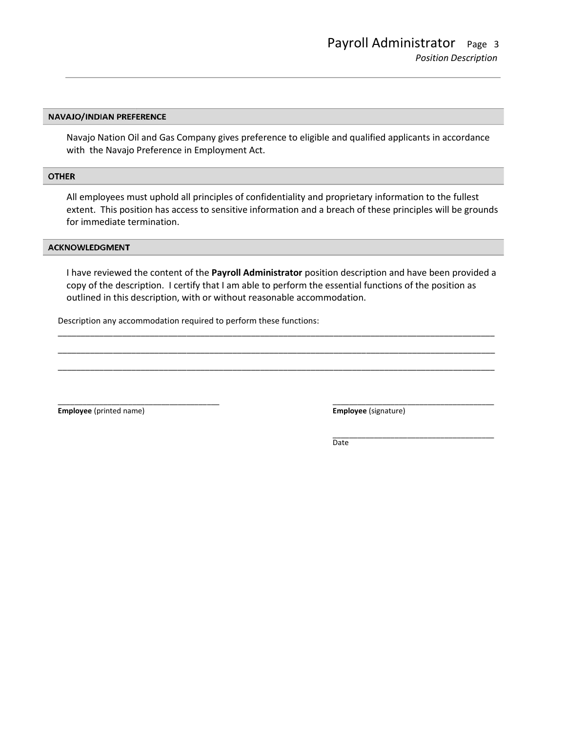## NAVAJO/INDIAN PREFERENCE

Navajo Nation Oil and Gas Company gives preference to eligible and qualified applicants in accordance with the Navajo Preference in Employment Act.

## OTHER

All employees must uphold all principles of confidentiality and proprietary information to the fullest extent. This position has access to sensitive information and a breach of these principles will be grounds for immediate termination.

## ACKNOWLEDGMENT

I have reviewed the content of the **Payroll Administrator** position description and have been provided a copy of the description. I certify that I am able to perform the essential functions of the position as outlined in this description, with or without reasonable accommodation.

Description any accommodation required to perform these functions:

_______________________________________________________________________________________________

_______________________________________________________________________________________________

_______________________________________________________________________________________________

_____________________________________
**Employee** (printed name)

_____________________________________
**Employee** (signature)

_____________________________________
Date